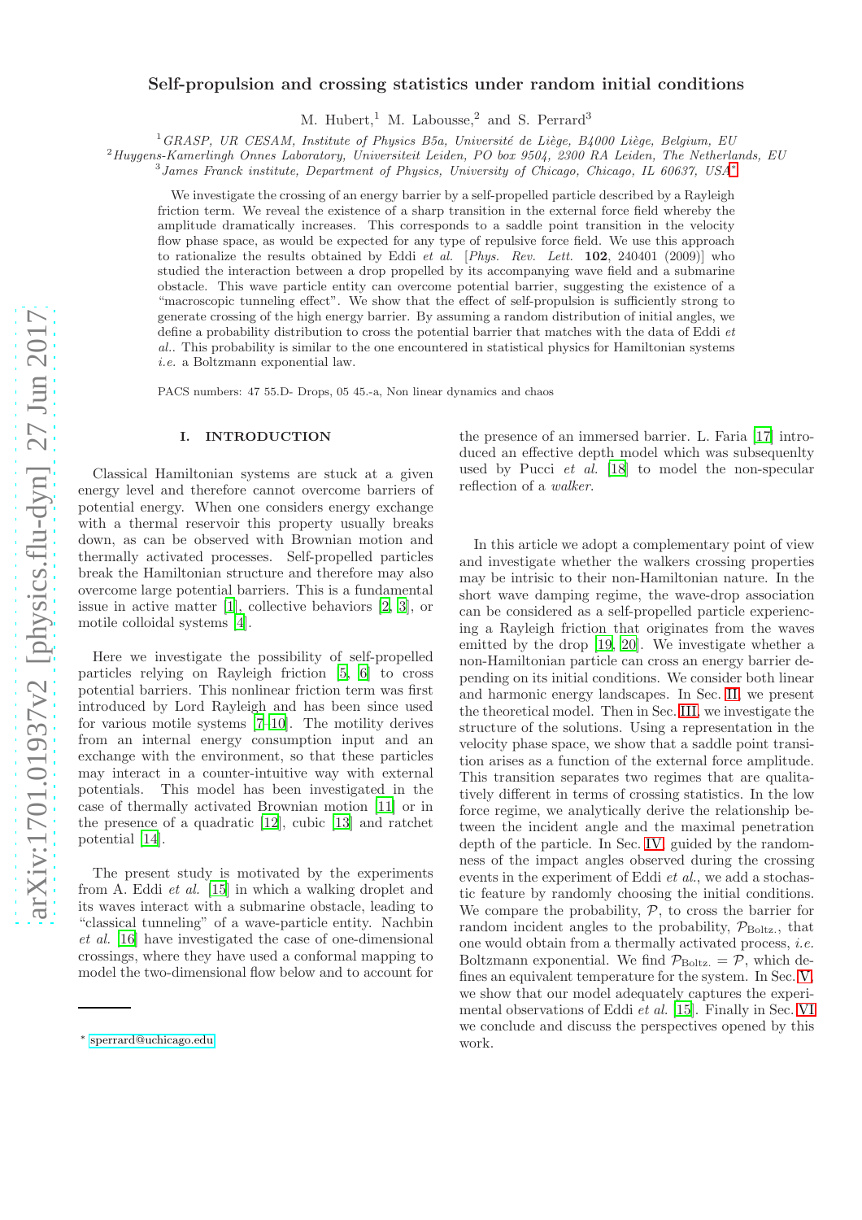# Self-propulsion and crossing statistics under random initial conditions

M. Hubert,[1] M. Labousse,[2] and S. Perrard[3]

[1] *GRASP, UR CESAM, Institute of Physics B5a, Université de Liège, B4000 Liège, Belgium, EU*
[2] *Huygens-Kamerlingh Onnes Laboratory, Universiteit Leiden, PO box 9504, 2300 RA Leiden, The Netherlands, EU*
[3] *James Franck institute, Department of Physics, University of Chicago, Chicago, IL 60637, USA*[*]

We investigate the crossing of an energy barrier by a self-propelled particle described by a Rayleigh friction term. We reveal the existence of a sharp transition in the external force field whereby the amplitude dramatically increases. This corresponds to a saddle point transition in the velocity flow phase space, as would be expected for any type of repulsive force field. We use this approach to rationalize the results obtained by Eddi *et al.* [*Phys. Rev. Lett.* **102**, 240401 (2009)] who studied the interaction between a drop propelled by its accompanying wave field and a submarine obstacle. This wave particle entity can overcome potential barrier, suggesting the existence of a "macroscopic tunneling effect". We show that the effect of self-propulsion is sufficiently strong to generate crossing of the high energy barrier. By assuming a random distribution of initial angles, we define a probability distribution to cross the potential barrier that matches with the data of Eddi *et al.*. This probability is similar to the one encountered in statistical physics for Hamiltonian systems *i.e.* a Boltzmann exponential law.

PACS numbers: 47 55.D- Drops, 05 45.-a, Non linear dynamics and chaos

## I. INTRODUCTION

Classical Hamiltonian systems are stuck at a given energy level and therefore cannot overcome barriers of potential energy. When one considers energy exchange with a thermal reservoir this property usually breaks down, as can be observed with Brownian motion and thermally activated processes. Self-propelled particles break the Hamiltonian structure and therefore may also overcome large potential barriers. This is a fundamental issue in active matter [1], collective behaviors [2, 3], or motile colloidal systems [4].

Here we investigate the possibility of self-propelled particles relying on Rayleigh friction [5, 6] to cross potential barriers. This nonlinear friction term was first introduced by Lord Rayleigh and has been since used for various motile systems [7–10]. The motility derives from an internal energy consumption input and an exchange with the environment, so that these particles may interact in a counter-intuitive way with external potentials. This model has been investigated in the case of thermally activated Brownian motion [11] or in the presence of a quadratic [12], cubic [13] and ratchet potential [14].

The present study is motivated by the experiments from A. Eddi *et al.* [15] in which a walking droplet and its waves interact with a submarine obstacle, leading to "classical tunneling" of a wave-particle entity. Nachbin *et al.* [16] have investigated the case of one-dimensional crossings, where they have used a conformal mapping to model the two-dimensional flow below and to account for the presence of an immersed barrier. L. Faria [17] introduced an effective depth model which was subsequenlty used by Pucci *et al.* [18] to model the non-specular reflection of a *walker*.

In this article we adopt a complementary point of view and investigate whether the walkers crossing properties may be intrisic to their non-Hamiltonian nature. In the short wave damping regime, the wave-drop association can be considered as a self-propelled particle experiencing a Rayleigh friction that originates from the waves emitted by the drop [19, 20]. We investigate whether a non-Hamiltonian particle can cross an energy barrier depending on its initial conditions. We consider both linear and harmonic energy landscapes. In Sec. II, we present the theoretical model. Then in Sec. III, we investigate the structure of the solutions. Using a representation in the velocity phase space, we show that a saddle point transition arises as a function of the external force amplitude. This transition separates two regimes that are qualitatively different in terms of crossing statistics. In the low force regime, we analytically derive the relationship between the incident angle and the maximal penetration depth of the particle. In Sec. IV, guided by the randomness of the impact angles observed during the crossing events in the experiment of Eddi *et al.*, we add a stochastic feature by randomly choosing the initial conditions. We compare the probability, $\mathcal{P}$, to cross the barrier for random incident angles to the probability, $\mathcal{P}_{\text{Boltz.}}$, that one would obtain from a thermally activated process, *i.e.* Boltzmann exponential. We find $\mathcal{P}_{\text{Boltz.}} = \mathcal{P}$, which defines an equivalent temperature for the system. In Sec. V, we show that our model adequately captures the experimental observations of Eddi *et al.* [15]. Finally in Sec. VI we conclude and discuss the perspectives opened by this work.

[*] sperrard@uchicago.edu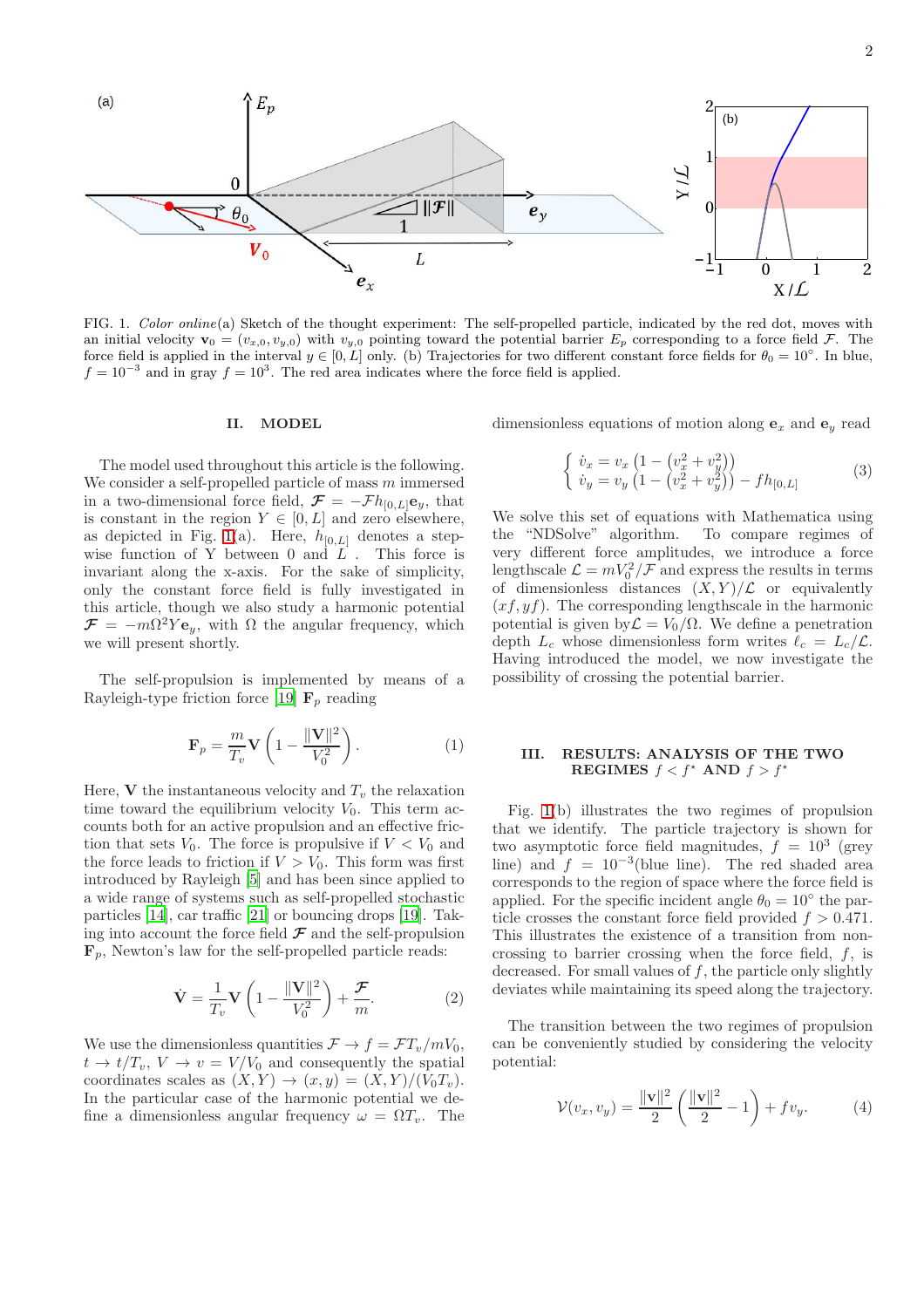(a)

$E_p$

0

$\theta_0$

$\|\boldsymbol{\mathcal{F}}\|$

1

$\mathbf{e}_y$

$\mathbf{V}_0$

$L$

$\mathbf{e}_x$

(b)

2

1

0

−1

Y / $\mathcal{L}$

−1 0 1 2

X / $\mathcal{L}$

FIG. 1. *Color online*(a) Sketch of the thought experiment: The self-propelled particle, indicated by the red dot, moves with an initial velocity $\mathbf{v}_0 = (v_{x,0}, v_{y,0})$ with $v_{y,0}$ pointing toward the potential barrier $E_p$ corresponding to a force field $\mathcal{F}$. The force field is applied in the interval $y \in [0, L]$ only. (b) Trajectories for two different constant force fields for $\theta_0 = 10°$. In blue, $f = 10^{-3}$ and in gray $f = 10^3$. The red area indicates where the force field is applied.

## II. MODEL

The model used throughout this article is the following. We consider a self-propelled particle of mass $m$ immersed in a two-dimensional force field, $\boldsymbol{\mathcal{F}} = -\mathcal{F} h_{[0,L]} \mathbf{e}_y$, that is constant in the region $Y \in [0, L]$ and zero elsewhere, as depicted in Fig. 1(a). Here, $h_{[0,L]}$ denotes a step-wise function of Y between 0 and $L$ . This force is invariant along the x-axis. For the sake of simplicity, only the constant force field is fully investigated in this article, though we also study a harmonic potential $\boldsymbol{\mathcal{F}} = -m\Omega^2 Y \mathbf{e}_y$, with $\Omega$ the angular frequency, which we will present shortly.

The self-propulsion is implemented by means of a Rayleigh-type friction force [19] $\mathbf{F}_p$ reading

$$\mathbf{F}_p = \frac{m}{T_v} \mathbf{V} \left(1 - \frac{\|\mathbf{V}\|^2}{V_0^2}\right). \tag{1}$$

Here, $\mathbf{V}$ the instantaneous velocity and $T_v$ the relaxation time toward the equilibrium velocity $V_0$. This term accounts both for an active propulsion and an effective friction that sets $V_0$. The force is propulsive if $V < V_0$ and the force leads to friction if $V > V_0$. This form was first introduced by Rayleigh [5] and has been since applied to a wide range of systems such as self-propelled stochastic particles [14], car traffic [21] or bouncing drops [19]. Taking into account the force field $\boldsymbol{\mathcal{F}}$ and the self-propulsion $\mathbf{F}_p$, Newton's law for the self-propelled particle reads:

$$\dot{\mathbf{V}} = \frac{1}{T_v} \mathbf{V} \left(1 - \frac{\|\mathbf{V}\|^2}{V_0^2}\right) + \frac{\boldsymbol{\mathcal{F}}}{m}. \tag{2}$$

We use the dimensionless quantities $\mathcal{F} \to f = \mathcal{F} T_v / m V_0$, $t \to t/T_v$, $V \to v = V/V_0$ and consequently the spatial coordinates scales as $(X, Y) \to (x, y) = (X, Y)/(V_0 T_v)$. In the particular case of the harmonic potential we define a dimensionless angular frequency $\omega = \Omega T_v$. The dimensionless equations of motion along $\mathbf{e}_x$ and $\mathbf{e}_y$ read

$$\begin{cases} \dot{v}_x = v_x \left(1 - (v_x^2 + v_y^2)\right) \\ \dot{v}_y = v_y \left(1 - (v_x^2 + v_y^2)\right) - f h_{[0,L]} \end{cases} \tag{3}$$

We solve this set of equations with Mathematica using the "NDSolve" algorithm. To compare regimes of very different force amplitudes, we introduce a force lengthscale $\mathcal{L} = m V_0^2 / \mathcal{F}$ and express the results in terms of dimensionless distances $(X, Y)/\mathcal{L}$ or equivalently $(xf, yf)$. The corresponding lengthscale in the harmonic potential is given by$\mathcal{L} = V_0/\Omega$. We define a penetration depth $L_c$ whose dimensionless form writes $\ell_c = L_c/\mathcal{L}$. Having introduced the model, we now investigate the possibility of crossing the potential barrier.

## III. RESULTS: ANALYSIS OF THE TWO REGIMES $f < f^\star$ AND $f > f^\star$

Fig. 1(b) illustrates the two regimes of propulsion that we identify. The particle trajectory is shown for two asymptotic force field magnitudes, $f = 10^3$ (grey line) and $f = 10^{-3}$(blue line). The red shaded area corresponds to the region of space where the force field is applied. For the specific incident angle $\theta_0 = 10°$ the particle crosses the constant force field provided $f > 0.471$. This illustrates the existence of a transition from non-crossing to barrier crossing when the force field, $f$, is decreased. For small values of $f$, the particle only slightly deviates while maintaining its speed along the trajectory.

The transition between the two regimes of propulsion can be conveniently studied by considering the velocity potential:

$$\mathcal{V}(v_x, v_y) = \frac{\|\mathbf{v}\|^2}{2} \left(\frac{\|\mathbf{v}\|^2}{2} - 1\right) + f v_y. \tag{4}$$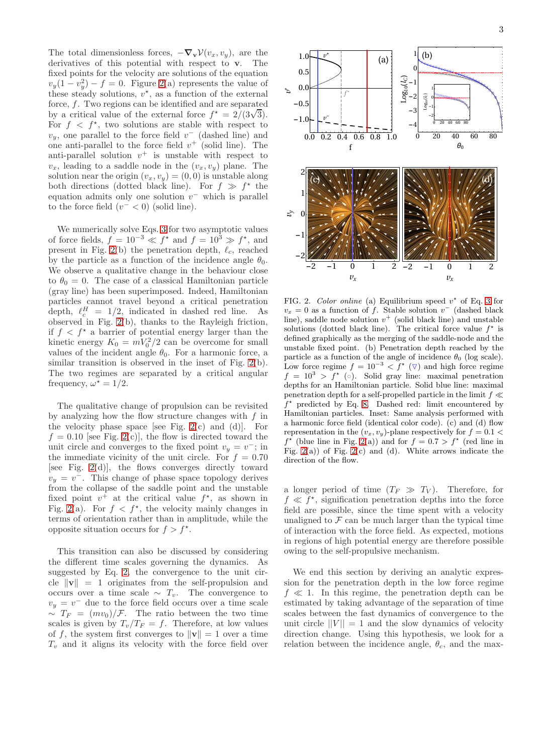The total dimensionless forces, $-\nabla_{\mathbf{v}}\mathcal{V}(v_x, v_y)$, are the derivatives of this potential with respect to $\mathbf{v}$. The fixed points for the velocity are solutions of the equation $v_y(1 - v_y^2) - f = 0$. Figure 2(a) represents the value of these steady solutions, $v^\star$, as a function of the external force, $f$. Two regions can be identified and are separated by a critical value of the external force $f^\star = 2/(3\sqrt{3})$. For $f < f^\star$, two solutions are stable with respect to $v_y$, one parallel to the force field $v^-$ (dashed line) and one anti-parallel to the force field $v^+$ (solid line). The anti-parallel solution $v^+$ is unstable with respect to $v_x$, leading to a saddle node in the $(v_x, v_y)$ plane. The solution near the origin $(v_x, v_y) = (0, 0)$ is unstable along both directions (dotted black line). For $f \gg f^\star$ the equation admits only one solution $v^-$ which is parallel to the force field ($v^- < 0$) (solid line).

We numerically solve Eqs. 3 for two asymptotic values of force fields, $f = 10^{-3} \ll f^\star$ and $f = 10^3 \gg f^\star$, and present in Fig. 2(b) the penetration depth, $\ell_c$, reached by the particle as a function of the incidence angle $\theta_0$. We observe a qualitative change in the behaviour close to $\theta_0 = 0$. The case of a classical Hamiltonian particle (gray line) has been superimposed. Indeed, Hamiltonian particles cannot travel beyond a critical penetration depth, $\ell_c^H = 1/2$, indicated in dashed red line. As observed in Fig. 2(b), thanks to the Rayleigh friction, if $f < f^\star$ a barrier of potential energy larger than the kinetic energy $K_0 = mV_0^2/2$ can be overcome for small values of the incident angle $\theta_0$. For a harmonic force, a similar transition is observed in the inset of Fig. 2(b). The two regimes are separated by a critical angular frequency, $\omega^\star = 1/2$.

The qualitative change of propulsion can be revisited by analyzing how the flow structure changes with $f$ in the velocity phase space [see Fig. 2(c) and (d)]. For $f = 0.10$ [see Fig. 2(c)], the flow is directed toward the unit circle and converges to the fixed point $v_y = v^-$; in the immediate vicinity of the unit circle. For $f = 0.70$ [see Fig. 2(d)], the flows converges directly toward $v_y = v^-$. This change of phase space topology derives from the collapse of the saddle point and the unstable fixed point $v^+$ at the critical value $f^\star$, as shown in Fig. 2(a). For $f < f^\star$, the velocity mainly changes in terms of orientation rather than in amplitude, while the opposite situation occurs for $f > f^\star$.

This transition can also be discussed by considering the different time scales governing the dynamics. As suggested by Eq. 2, the convergence to the unit circle $\|\mathbf{v}\| = 1$ originates from the self-propulsion and occurs over a time scale $\sim T_v$. The convergence to $v_y = v^-$ due to the force field occurs over a time scale $\sim T_F = (mv_0)/\mathcal{F}$. The ratio between the two time scales is given by $T_v/T_F = f$. Therefore, at low values of $f$, the system first converges to $\|\mathbf{v}\| = 1$ over a time $T_v$ and it aligns its velocity with the force field over a longer period of time ($T_F \gg T_V$). Therefore, for $f \ll f^\star$, signification penetration depths into the force field are possible, since the time spent with a velocity unaligned to $\mathcal{F}$ can be much larger than the typical time of interaction with the force field. As expected, motions in regions of high potential energy are therefore possible owing to the self-propulsive mechanism.

We end this section by deriving an analytic expression for the penetration depth in the low force regime $f \ll 1$. In this regime, the penetration depth can be estimated by taking advantage of the separation of time scales between the fast dynamics of convergence to the unit circle $||V|| = 1$ and the slow dynamics of velocity direction change. Using this hypothesis, we look for a relation between the incidence angle, $\theta_c$, and the max-

(a) $v^\star$ 1.0 0.5 0.0 −0.5 −1.0 $v^+$ $v^-$ $f^\star$ 0.0 0.2 0.4 0.6 0.8 1.0 f

(b) $\mathrm{Log}_{10}(l_c)$ 1 0 −1 −2 −3 −4 0 20 40 60 80 $\theta_0$ (inset: $\mathrm{Log}_{10}(l_c)$ 1 0 −1 −2 0 20 40 60 80)

(c) $v_y$ 2 1 0 −1 −2 $v_x$ −2 −1 0 1 2

(d) $v_x$ −2 −1 0 1 2

FIG. 2. *Color online* (a) Equilibrium speed $v^\star$ of Eq. 3 for $v_x = 0$ as a function of $f$. Stable solution $v^-$ (dashed black line), saddle node solution $v^+$ (solid black line) and unstable solutions (dotted black line). The critical force value $f^\star$ is defined graphically as the merging of the saddle-node and the unstable fixed point. (b) Penetration depth reached by the particle as a function of the angle of incidence $\theta_0$ (log scale). Low force regime $f = 10^{-3} < f^\star$ (▽) and high force regime $f = 10^3 > f^\star$ (○). Solid gray line: maximal penetration depths for an Hamiltonian particle. Solid blue line: maximal penetration depth for a self-propelled particle in the limit $f \ll f^\star$ predicted by Eq. 8. Dashed red: limit encountered by Hamiltonian particles. Inset: Same analysis performed with a harmonic force field (identical color code). (c) and (d) flow representation in the $(v_x, v_y)$-plane respectively for $f = 0.1 < f^\star$ (blue line in Fig. 2(a)) and for $f = 0.7 > f^\star$ (red line in Fig. 2(a)) of Fig. 2(c) and (d). White arrows indicate the direction of the flow.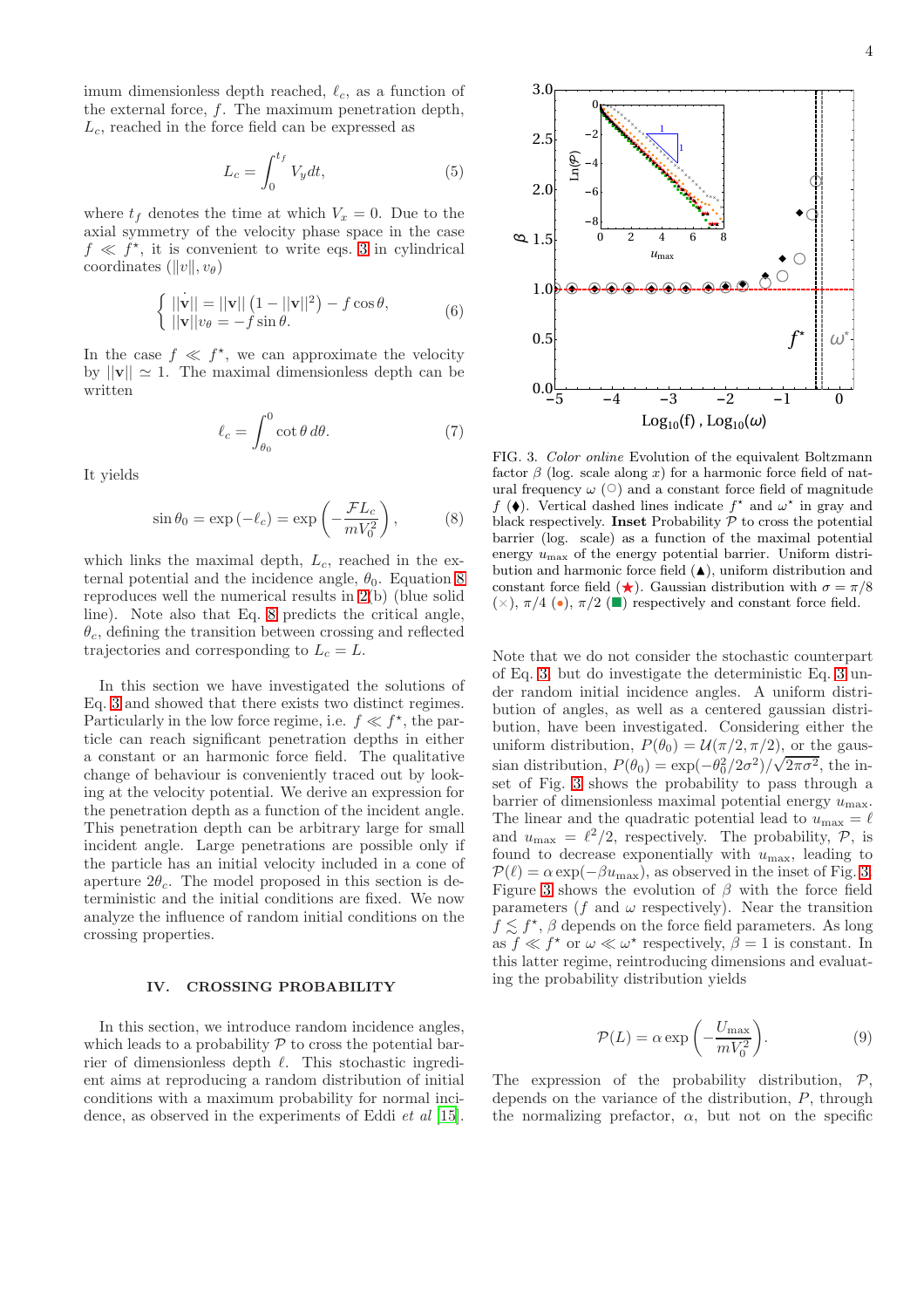imum dimensionless depth reached, $\ell_c$, as a function of the external force, $f$. The maximum penetration depth, $L_c$, reached in the force field can be expressed as

$$L_c = \int_0^{t_f} V_y dt, \tag{5}$$

where $t_f$ denotes the time at which $V_x = 0$. Due to the axial symmetry of the velocity phase space in the case $f \ll f^\star$, it is convenient to write eqs. 3 in cylindrical coordinates $(\|v\|, v_\theta)$

$$\begin{cases} \dot{\|\mathbf{v}\|} = \|\mathbf{v}\|\left(1 - \|\mathbf{v}\|^2\right) - f\cos\theta, \\ \|\mathbf{v}\|v_\theta = -f\sin\theta. \end{cases} \tag{6}$$

In the case $f \ll f^\star$, we can approximate the velocity by $\|\mathbf{v}\| \simeq 1$. The maximal dimensionless depth can be written

$$\ell_c = \int_{\theta_0}^{0} \cot\theta \, d\theta. \tag{7}$$

It yields

$$\sin\theta_0 = \exp(-\ell_c) = \exp\left(-\frac{\mathcal{F}L_c}{mV_0^2}\right), \tag{8}$$

which links the maximal depth, $L_c$, reached in the external potential and the incidence angle, $\theta_0$. Equation 8 reproduces well the numerical results in 2(b) (blue solid line). Note also that Eq. 8 predicts the critical angle, $\theta_c$, defining the transition between crossing and reflected trajectories and corresponding to $L_c = L$.

In this section we have investigated the solutions of Eq. 3 and showed that there exists two distinct regimes. Particularly in the low force regime, i.e. $f \ll f^\star$, the particle can reach significant penetration depths in either a constant or an harmonic force field. The qualitative change of behaviour is conveniently traced out by looking at the velocity potential. We derive an expression for the penetration depth as a function of the incident angle. This penetration depth can be arbitrary large for small incident angle. Large penetrations are possible only if the particle has an initial velocity included in a cone of aperture $2\theta_c$. The model proposed in this section is deterministic and the initial conditions are fixed. We now analyze the influence of random initial conditions on the crossing properties.

## IV. CROSSING PROBABILITY

In this section, we introduce random incidence angles, which leads to a probability $\mathcal{P}$ to cross the potential barrier of dimensionless depth $\ell$. This stochastic ingredient aims at reproducing a random distribution of initial conditions with a maximum probability for normal incidence, as observed in the experiments of Eddi *et al* [15].

3.0
2.5
2.0
1.5
1.0
0.5
0.0
$\beta$
−5 −4 −3 −2 −1 0
$\text{Log}_{10}(f)$ , $\text{Log}_{10}(\omega)$
$f^\star$
$\omega^\star$
0
−2
−4
−6
−8
$\text{Ln}(\mathcal{P})$
0 2 4 6 8
$u_{\text{max}}$
1
1

FIG. 3. *Color online* Evolution of the equivalent Boltzmann factor $\beta$ (log. scale along $x$) for a harmonic force field of natural frequency $\omega$ (○) and a constant force field of magnitude $f$ (♦). Vertical dashed lines indicate $f^\star$ and $\omega^\star$ in gray and black respectively. **Inset** Probability $\mathcal{P}$ to cross the potential barrier (log. scale) as a function of the maximal potential energy $u_{\text{max}}$ of the energy potential barrier. Uniform distribution and harmonic force field (▲), uniform distribution and constant force field (★). Gaussian distribution with $\sigma = \pi/8$ (×), $\pi/4$ (●), $\pi/2$ (■) respectively and constant force field.

Note that we do not consider the stochastic counterpart of Eq. 3 but do investigate the deterministic Eq. 3 under random initial incidence angles. A uniform distribution of angles, as well as a centered gaussian distribution, have been investigated. Considering either the uniform distribution, $P(\theta_0) = \mathcal{U}(\pi/2, \pi/2)$, or the gaussian distribution, $P(\theta_0) = \exp(-\theta_0^2/2\sigma^2)/\sqrt{2\pi\sigma^2}$, the inset of Fig. 3 shows the probability to pass through a barrier of dimensionless maximal potential energy $u_{\text{max}}$. The linear and the quadratic potential lead to $u_{\text{max}} = \ell$ and $u_{\text{max}} = \ell^2/2$, respectively. The probability, $\mathcal{P}$, is found to decrease exponentially with $u_{\text{max}}$, leading to $\mathcal{P}(\ell) = \alpha\exp(-\beta u_{\text{max}})$, as observed in the inset of Fig. 3. Figure 3 shows the evolution of $\beta$ with the force field parameters ($f$ and $\omega$ respectively). Near the transition $f \lesssim f^\star$, $\beta$ depends on the force field parameters. As long as $f \ll f^\star$ or $\omega \ll \omega^\star$ respectively, $\beta = 1$ is constant. In this latter regime, reintroducing dimensions and evaluating the probability distribution yields

$$\mathcal{P}(L) = \alpha\exp\left(-\frac{U_{\text{max}}}{mV_0^2}\right). \tag{9}$$

The expression of the probability distribution, $\mathcal{P}$, depends on the variance of the distribution, $P$, through the normalizing prefactor, $\alpha$, but not on the specific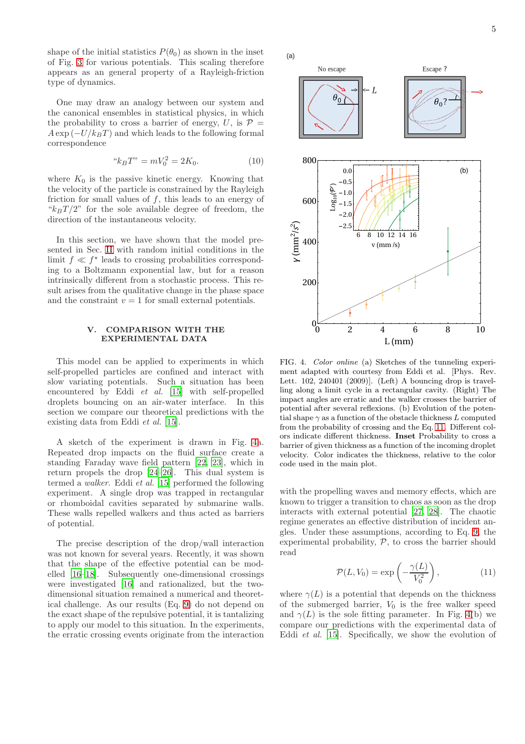shape of the initial statistics $P(\theta_0)$ as shown in the inset of Fig. 3 for various potentials. This scaling therefore appears as an general property of a Rayleigh-friction type of dynamics.

One may draw an analogy between our system and the canonical ensembles in statistical physics, in which the probability to cross a barrier of energy, $U$, is $\mathcal{P} = A\exp(-U/k_BT)$ and which leads to the following formal correspondence

$$\text{“}k_BT\text{”} = mV_0^2 = 2K_0. \tag{10}$$

where $K_0$ is the passive kinetic energy. Knowing that the velocity of the particle is constrained by the Rayleigh friction for small values of $f$, this leads to an energy of “$k_BT/2$” for the sole available degree of freedom, the direction of the instantaneous velocity.

In this section, we have shown that the model presented in Sec. II with random initial conditions in the limit $f \ll f^\star$ leads to crossing probabilities corresponding to a Boltzmann exponential law, but for a reason intrinsically different from a stochastic process. This result arises from the qualitative change in the phase space and the constraint $v = 1$ for small external potentials.

## V. COMPARISON WITH THE EXPERIMENTAL DATA

This model can be applied to experiments in which self-propelled particles are confined and interact with slow variating potentials. Such a situation has been encountered by Eddi *et al.* [15] with self-propelled droplets bouncing on an air-water interface. In this section we compare our theoretical predictions with the existing data from Eddi *et al.* [15].

A sketch of the experiment is drawn in Fig. 4a. Repeated drop impacts on the fluid surface create a standing Faraday wave field pattern [22, 23], which in return propels the drop [24–26]. This dual system is termed a *walker*. Eddi *et al.* [15] performed the following experiment. A single drop was trapped in rectangular or rhomboidal cavities separated by submarine walls. These walls repelled walkers and thus acted as barriers of potential.

The precise description of the drop/wall interaction was not known for several years. Recently, it was shown that the shape of the effective potential can be modelled [16–18]. Subsequently one-dimensional crossings were investigated [16] and rationalized, but the two-dimensional situation remained a numerical and theoretical challenge. As our results (Eq. 9) do not depend on the exact shape of the repulsive potential, it is tantalizing to apply our model to this situation. In the experiments, the erratic crossing events originate from the interaction

(a)

No escape

Escape ?

$\theta_0$

$L$

$\theta_0$?

(b)

$\gamma$ (mm$^2$/s$^2$)

L (mm)

0
200
400
600
800

0
2
4
6
8
10

Log$_{10}(\mathcal{P})$

v (mm /s)

0.0
−0.5
−1.0
−1.5
−2.0
−2.5

6
8
10
12
14
16

FIG. 4. *Color online* (a) Sketches of the tunneling experiment adapted with courtesy from Eddi et al. [Phys. Rev. Lett. 102, 240401 (2009)]. (Left) A bouncing drop is travelling along a limit cycle in a rectangular cavity. (Right) The impact angles are erratic and the walker crosses the barrier of potential after several reflexions. (b) Evolution of the potential shape $\gamma$ as a function of the obstacle thickness $L$ computed from the probability of crossing and the Eq. 11. Different colors indicate different thickness. **Inset** Probability to cross a barrier of given thickness as a function of the incoming droplet velocity. Color indicates the thickness, relative to the color code used in the main plot.

with the propelling waves and memory effects, which are known to trigger a transition to chaos as soon as the drop interacts with external potential [27, 28]. The chaotic regime generates an effective distribution of incident angles. Under these assumptions, according to Eq. 9, the experimental probability, $\mathcal{P}$, to cross the barrier should read

$$\mathcal{P}(L, V_0) = \exp\left(-\frac{\gamma(L)}{V_0^2}\right), \tag{11}$$

where $\gamma(L)$ is a potential that depends on the thickness of the submerged barrier, $V_0$ is the free walker speed and $\gamma(L)$ is the sole fitting parameter. In Fig. 4(b) we compare our predictions with the experimental data of Eddi *et al.* [15]. Specifically, we show the evolution of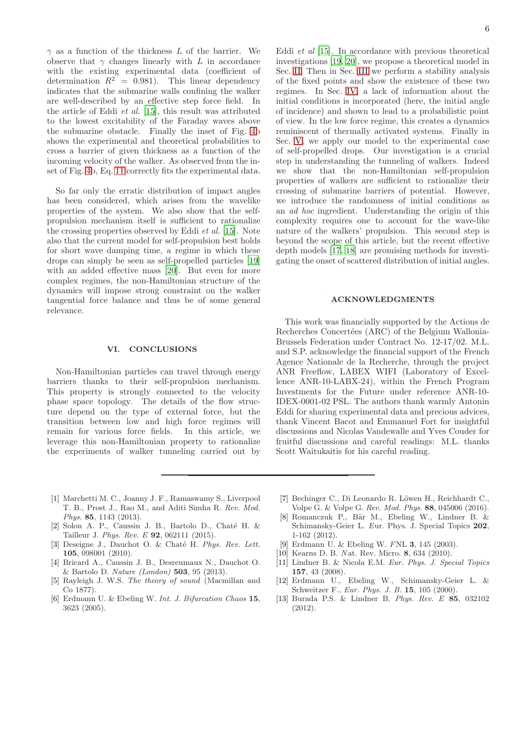$\gamma$ as a function of the thickness $L$ of the barrier. We observe that $\gamma$ changes linearly with $L$ in accordance with the existing experimental data (coefficient of determination $R^2 = 0.981$). This linear dependency indicates that the submarine walls confining the walker are well-described by an effective step force field. In the article of Eddi *et al.* [15], this result was attributed to the lowest excitability of the Faraday waves above the submarine obstacle. Finally the inset of Fig. 4b shows the experimental and theoretical probabilities to cross a barrier of given thickness as a function of the incoming velocity of the walker. As observed from the inset of Fig. 4b, Eq. 11 correctly fits the experimental data.

So far only the erratic distribution of impact angles has been considered, which arises from the wavelike properties of the system. We also show that the self-propulsion mechanism itself is sufficient to rationalize the crossing properties observed by Eddi *et al.* [15]. Note also that the current model for self-propulsion best holds for short wave damping time, a regime in which these drops can simply be seen as self-propelled particles [19] with an added effective mass [20]. But even for more complex regimes, the non-Hamiltonian structure of the dynamics will impose strong constraint on the walker tangential force balance and thus be of some general relevance.

## VI. CONCLUSIONS

Non-Hamiltonian particles can travel through energy barriers thanks to their self-propulsion mechanism. This property is strongly connected to the velocity phase space topology. The details of the flow structure depend on the type of external force, but the transition between low and high force regimes will remain for various force fields. In this article, we leverage this non-Hamiltonian property to rationalize the experiments of walker tunneling carried out by Eddi *et al* [15]. In accordance with previous theoretical investigations [19, 20], we propose a theoretical model in Sec. II. Then in Sec. III we perform a stability analysis of the fixed points and show the existence of these two regimes. In Sec. IV, a lack of information about the initial conditions is incorporated (here, the initial angle of incidence) and shown to lead to a probabilistic point of view. In the low force regime, this creates a dynamics reminiscent of thermally activated systems. Finally in Sec. V, we apply our model to the experimental case of self-propelled drops. Our investigation is a crucial step in understanding the tunneling of walkers. Indeed we show that the non-Hamiltonian self-propulsion properties of walkers are sufficient to rationalize their crossing of submarine barriers of potential. However, we introduce the randomness of initial conditions as an *ad hoc* ingredient. Understanding the origin of this complexity requires one to account for the wave-like nature of the walkers' propulsion. This second step is beyond the scope of this article, but the recent effective depth models [17, 18] are promising methods for investigating the onset of scattered distribution of initial angles.

## ACKNOWLEDGMENTS

This work was financially supported by the Actions de Recherches Concertées (ARC) of the Belgium Wallonia-Brussels Federation under Contract No. 12-17/02. M.L. and S.P. acknowledge the financial support of the French Agence Nationale de la Recherche, through the project ANR Freeflow, LABEX WIFI (Laboratory of Excellence ANR-10-LABX-24), within the French Program Investments for the Future under reference ANR-10-IDEX-0001-02 PSL. The authors thank warmly Antonin Eddi for sharing experimental data and precious advices, thank Vincent Bacot and Emmanuel Fort for insightful discussions and Nicolas Vandewalle and Yves Couder for fruitful discussions and careful readings: M.L. thanks Scott Waitukaitis for his careful reading.

---

[1] Marchetti M. C., Joanny J. F., Ramaswamy S., Liverpool T. B., Prost J., Rao M., and Aditi Simha R. *Rev. Mod. Phys.* **85**, 1143 (2013).

[2] Solon A. P., Caussin J. B., Bartolo D., Chaté H. & Tailleur J. *Phys. Rev. E* **92**, 062111 (2015).

[3] Deseigne J., Dauchot O. & Chaté H. *Phys. Rev. Lett.* **105**, 098001 (2010).

[4] Bricard A., Caussin J. B., Desreumaux N., Dauchot O. & Bartolo D. *Nature (London)* **503**, 95 (2013).

[5] Rayleigh J. W.S. *The theory of sound* (Macmillan and Co 1877).

[6] Erdmann U. & Ebeling W. *Int. J. Bifurcation Chaos* **15**, 3623 (2005).

[7] Bechinger C., Di Leonardo R. Löwen H., Reichhardt C., Volpe G. & Volpe G. *Rev. Mod. Phys.* **88**, 045006 (2016).

[8] Romanczuk P., Bär M., Ebeling W., Lindner B. & Schimansky-Geier L. *E*ur. Phys. J. Special Topics **202**, 1-162 (2012).

[9] Erdmann U. & Ebeling W. *F*NL **3**, 145 (2003).

[10] Kearns D. B. *N*at. Rev. Micro. **8**, 634 (2010).

[11] Lindner B. & Nicola E.M. *Eur. Phys. J. Special Topics* **157**, 43 (2008).

[12] Erdmann U., Ebeling W., Schimansky-Geier L. & Schweitzer F., *Eur. Phys. J. B.* **15**, 105 (2000).

[13] Burada P.S. & Lindner B. *Phys. Rev. E* **85**, 032102 (2012).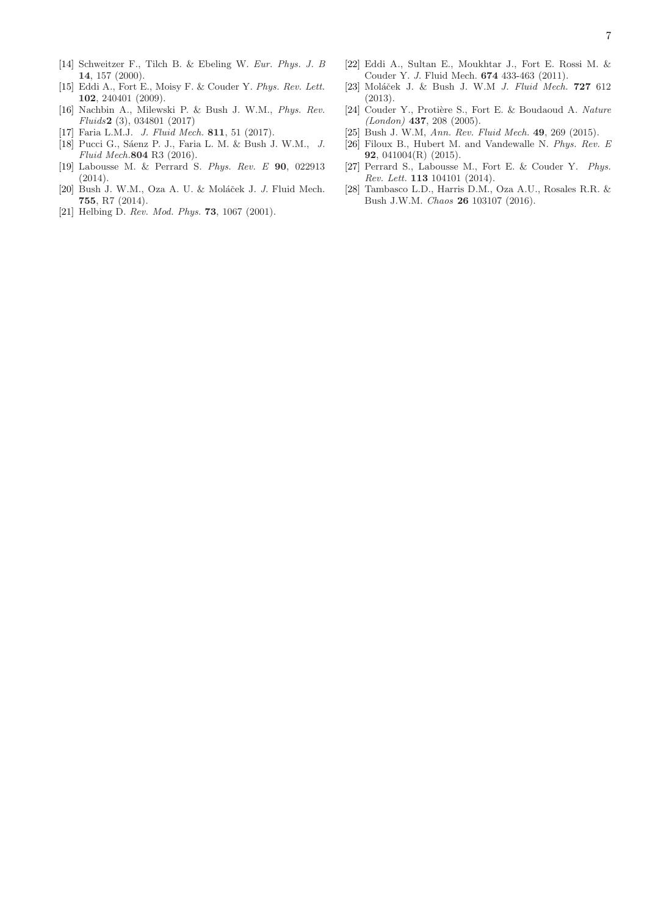[14] Schweitzer F., Tilch B. & Ebeling W. *Eur. Phys. J. B* **14**, 157 (2000).

[15] Eddi A., Fort E., Moisy F. & Couder Y. *Phys. Rev. Lett.* **102**, 240401 (2009).

[16] Nachbin A., Milewski P. & Bush J. W.M., *Phys. Rev. Fluids* **2** (3), 034801 (2017)

[17] Faria L.M.J. *J. Fluid Mech.* **811**, 51 (2017).

[18] Pucci G., Sáenz P. J., Faria L. M. & Bush J. W.M., *J. Fluid Mech.* **804** R3 (2016).

[19] Labousse M. & Perrard S. *Phys. Rev. E* **90**, 022913 (2014).

[20] Bush J. W.M., Oza A. U. & Moláček J. *J.* Fluid Mech. **755**, R7 (2014).

[21] Helbing D. *Rev. Mod. Phys.* **73**, 1067 (2001).

[22] Eddi A., Sultan E., Moukhtar J., Fort E. Rossi M. & Couder Y. *J.* Fluid Mech. **674** 433-463 (2011).

[23] Moláček J. & Bush J. W.M *J. Fluid Mech.* **727** 612 (2013).

[24] Couder Y., Protière S., Fort E. & Boudaoud A. *Nature (London)* **437**, 208 (2005).

[25] Bush J. W.M, *Ann. Rev. Fluid Mech.* **49**, 269 (2015).

[26] Filoux B., Hubert M. and Vandewalle N. *Phys. Rev. E* **92**, 041004(R) (2015).

[27] Perrard S., Labousse M., Fort E. & Couder Y. *Phys. Rev. Lett.* **113** 104101 (2014).

[28] Tambasco L.D., Harris D.M., Oza A.U., Rosales R.R. & Bush J.W.M. *Chaos* **26** 103107 (2016).